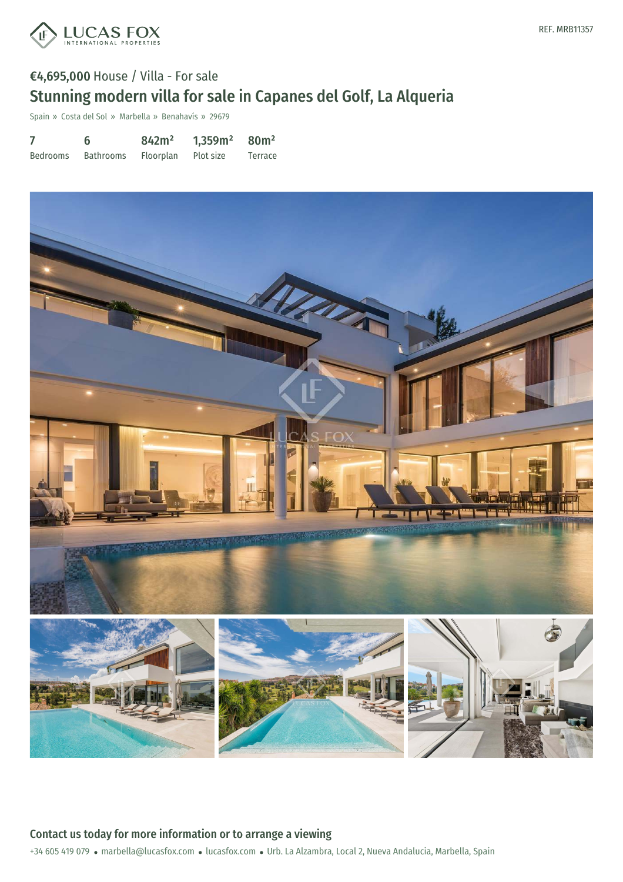REF. MRB11357

**€4,695,000** House / Villa - For sale

# Stunning modern villa for sale in Capanes del Golf, La Alqueria

Spain » Costa del Sol » Marbella » Benahavís » 29679

| 7 | 6 | 842m² | 1,359m² | 80m² |
| --- | --- | --- | --- | --- |
| Bedrooms | Bathrooms | Floorplan | Plot size | Terrace |

## Contact us today for more information or to arrange a viewing

+34 605 419 079 • marbella@lucasfox.com • lucasfox.com • Urb. La Alzambra, Local 2, Nueva Andalucia, Marbella, Spain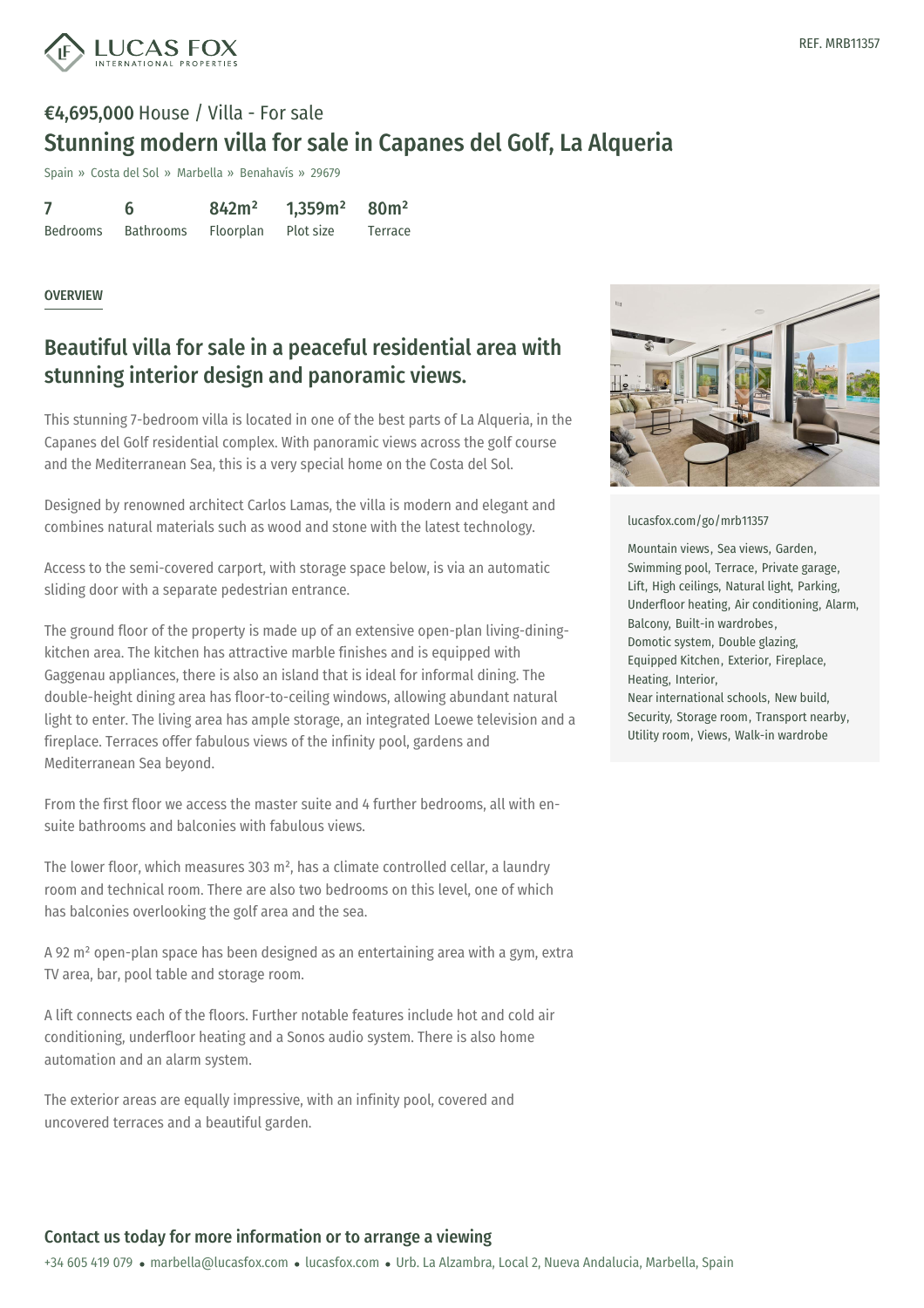REF. MRB11357

**€4,695,000** House / Villa - For sale

# Stunning modern villa for sale in Capanes del Golf, La Alqueria

Spain » Costa del Sol » Marbella » Benahavís » 29679

| 7 | 6 | 842m² | 1,359m² | 80m² |
|---|---|---|---|---|
| Bedrooms | Bathrooms | Floorplan | Plot size | Terrace |

OVERVIEW

## Beautiful villa for sale in a peaceful residential area with stunning interior design and panoramic views.

This stunning 7-bedroom villa is located in one of the best parts of La Alqueria, in the Capanes del Golf residential complex. With panoramic views across the golf course and the Mediterranean Sea, this is a very special home on the Costa del Sol.

Designed by renowned architect Carlos Lamas, the villa is modern and elegant and combines natural materials such as wood and stone with the latest technology.

Access to the semi-covered carport, with storage space below, is via an automatic sliding door with a separate pedestrian entrance.

The ground floor of the property is made up of an extensive open-plan living-dining-kitchen area. The kitchen has attractive marble finishes and is equipped with Gaggenau appliances, there is also an island that is ideal for informal dining. The double-height dining area has floor-to-ceiling windows, allowing abundant natural light to enter. The living area has ample storage, an integrated Loewe television and a fireplace. Terraces offer fabulous views of the infinity pool, gardens and Mediterranean Sea beyond.

From the first floor we access the master suite and 4 further bedrooms, all with en-suite bathrooms and balconies with fabulous views.

The lower floor, which measures 303 m², has a climate controlled cellar, a laundry room and technical room. There are also two bedrooms on this level, one of which has balconies overlooking the golf area and the sea.

A 92 m² open-plan space has been designed as an entertaining area with a gym, extra TV area, bar, pool table and storage room.

A lift connects each of the floors. Further notable features include hot and cold air conditioning, underfloor heating and a Sonos audio system. There is also home automation and an alarm system.

The exterior areas are equally impressive, with an infinity pool, covered and uncovered terraces and a beautiful garden.

lucasfox.com/go/mrb11357

Mountain views, Sea views, Garden, Swimming pool, Terrace, Private garage, Lift, High ceilings, Natural light, Parking, Underfloor heating, Air conditioning, Alarm, Balcony, Built-in wardrobes, Domotic system, Double glazing, Equipped Kitchen, Exterior, Fireplace, Heating, Interior, Near international schools, New build, Security, Storage room, Transport nearby, Utility room, Views, Walk-in wardrobe

### Contact us today for more information or to arrange a viewing

+34 605 419 079 • marbella@lucasfox.com • lucasfox.com • Urb. La Alzambra, Local 2, Nueva Andalucia, Marbella, Spain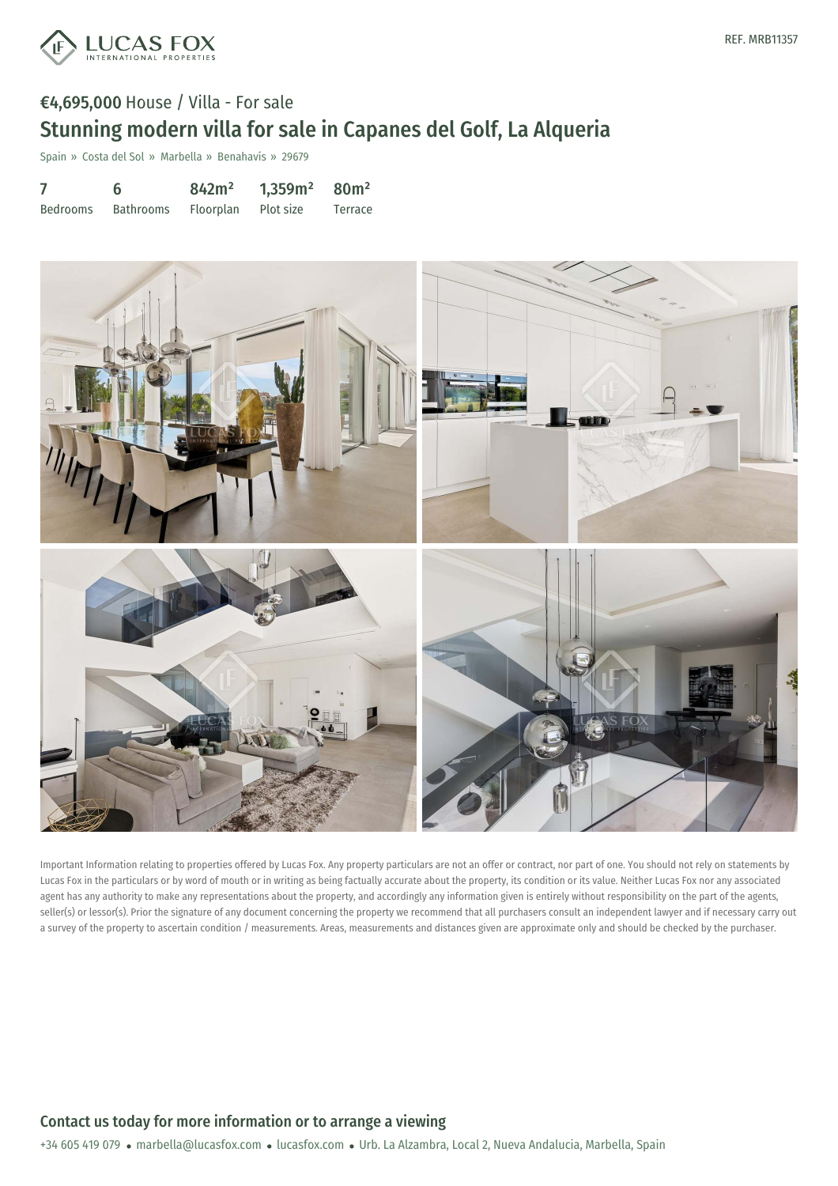REF. MRB11357

**€4,695,000** House / Villa - For sale

# Stunning modern villa for sale in Capanes del Golf, La Alqueria

Spain » Costa del Sol » Marbella » Benahavís » 29679

| 7 | 6 | 842m² | 1,359m² | 80m² |
|---|---|---|---|---|
| Bedrooms | Bathrooms | Floorplan | Plot size | Terrace |

Important Information relating to properties offered by Lucas Fox. Any property particulars are not an offer or contract, nor part of one. You should not rely on statements by Lucas Fox in the particulars or by word of mouth or in writing as being factually accurate about the property, its condition or its value. Neither Lucas Fox nor any associated agent has any authority to make any representations about the property, and accordingly any information given is entirely without responsibility on the part of the agents, seller(s) or lessor(s). Prior the signature of any document concerning the property we recommend that all purchasers consult an independent lawyer and if necessary carry out a survey of the property to ascertain condition / measurements. Areas, measurements and distances given are approximate only and should be checked by the purchaser.

## Contact us today for more information or to arrange a viewing

+34 605 419 079 • marbella@lucasfox.com • lucasfox.com • Urb. La Alzambra, Local 2, Nueva Andalucia, Marbella, Spain